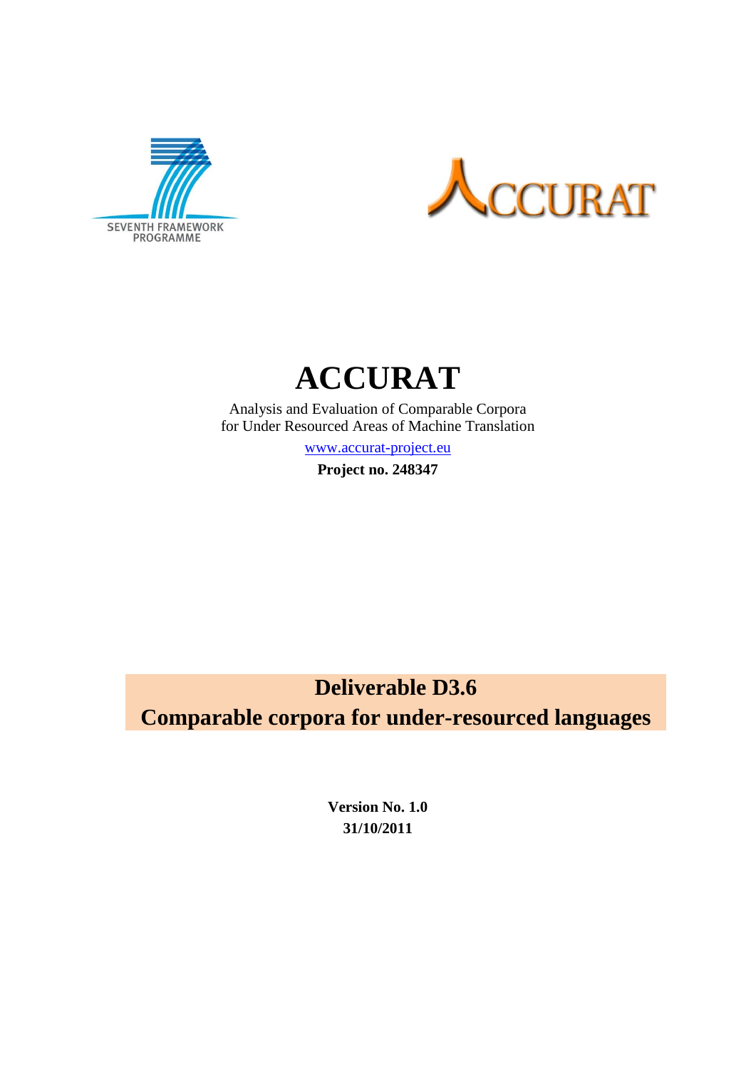# ACCURAT

Analysis and Evaluation of Comparable Corpora
for Under Resourced Areas of Machine Translation

www.accurat-project.eu

**Project no. 248347**

## Deliverable D3.6
## Comparable corpora for under-resourced languages

**Version No. 1.0**
**31/10/2011**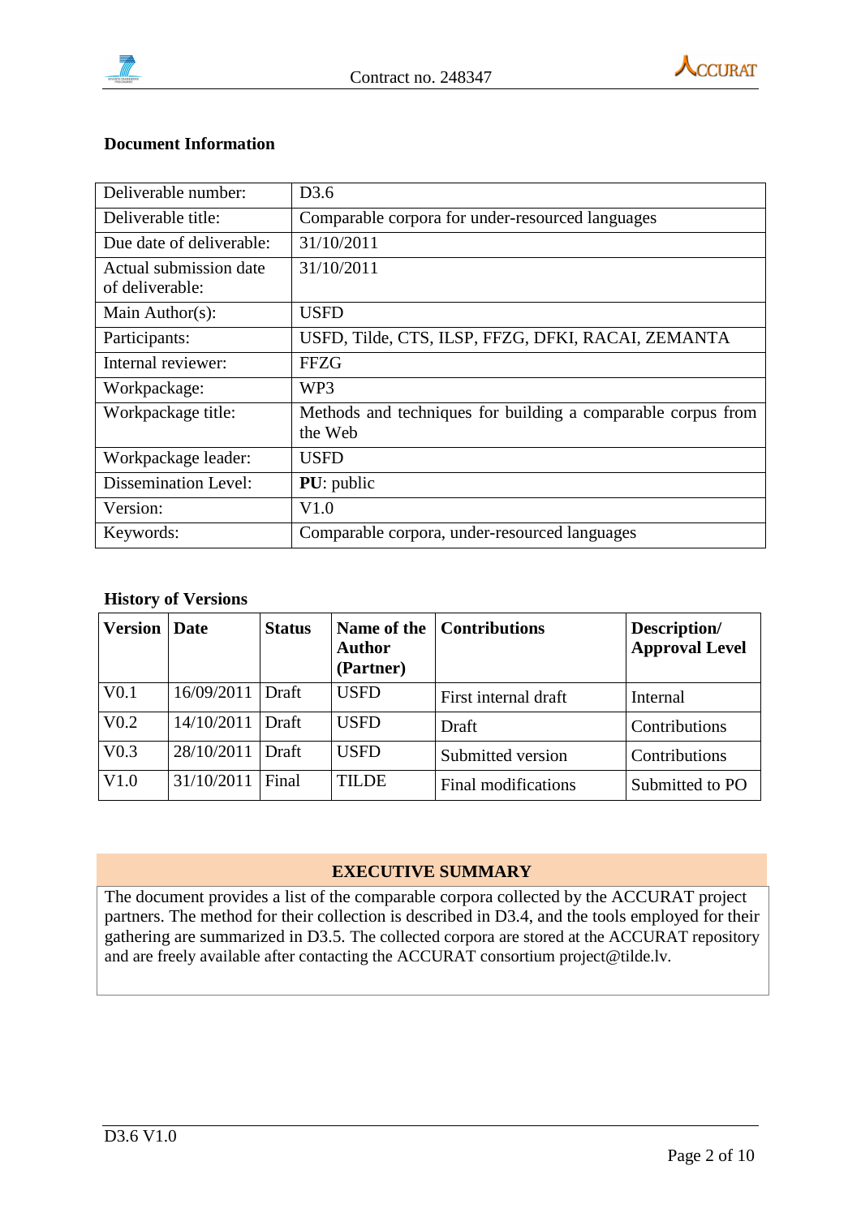**Document Information**

| | |
|---|---|
| Deliverable number: | D3.6 |
| Deliverable title: | Comparable corpora for under-resourced languages |
| Due date of deliverable: | 31/10/2011 |
| Actual submission date of deliverable: | 31/10/2011 |
| Main Author(s): | USFD |
| Participants: | USFD, Tilde, CTS, ILSP, FFZG, DFKI, RACAI, ZEMANTA |
| Internal reviewer: | FFZG |
| Workpackage: | WP3 |
| Workpackage title: | Methods and techniques for building a comparable corpus from the Web |
| Workpackage leader: | USFD |
| Dissemination Level: | **PU**: public |
| Version: | V1.0 |
| Keywords: | Comparable corpora, under-resourced languages |

**History of Versions**

| Version | Date | Status | Name of the Author (Partner) | Contributions | Description/ Approval Level |
|---|---|---|---|---|---|
| V0.1 | 16/09/2011 | Draft | USFD | First internal draft | Internal |
| V0.2 | 14/10/2011 | Draft | USFD | Draft | Contributions |
| V0.3 | 28/10/2011 | Draft | USFD | Submitted version | Contributions |
| V1.0 | 31/10/2011 | Final | TILDE | Final modifications | Submitted to PO |

**EXECUTIVE SUMMARY**

The document provides a list of the comparable corpora collected by the ACCURAT project partners. The method for their collection is described in D3.4, and the tools employed for their gathering are summarized in D3.5. The collected corpora are stored at the ACCURAT repository and are freely available after contacting the ACCURAT consortium project@tilde.lv.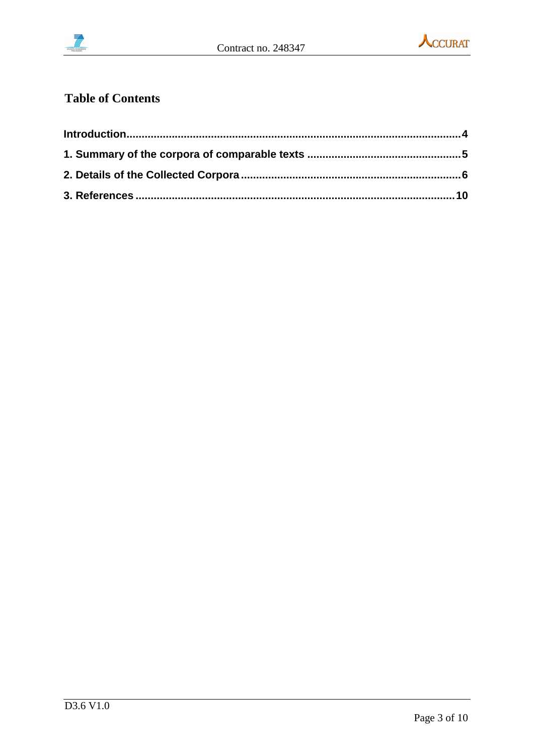## Table of Contents

**Introduction........................................................................................................4**

**1. Summary of the corpora of comparable texts ..................................................5**

**2. Details of the Collected Corpora.......................................................................6**

**3. References .......................................................................................................10**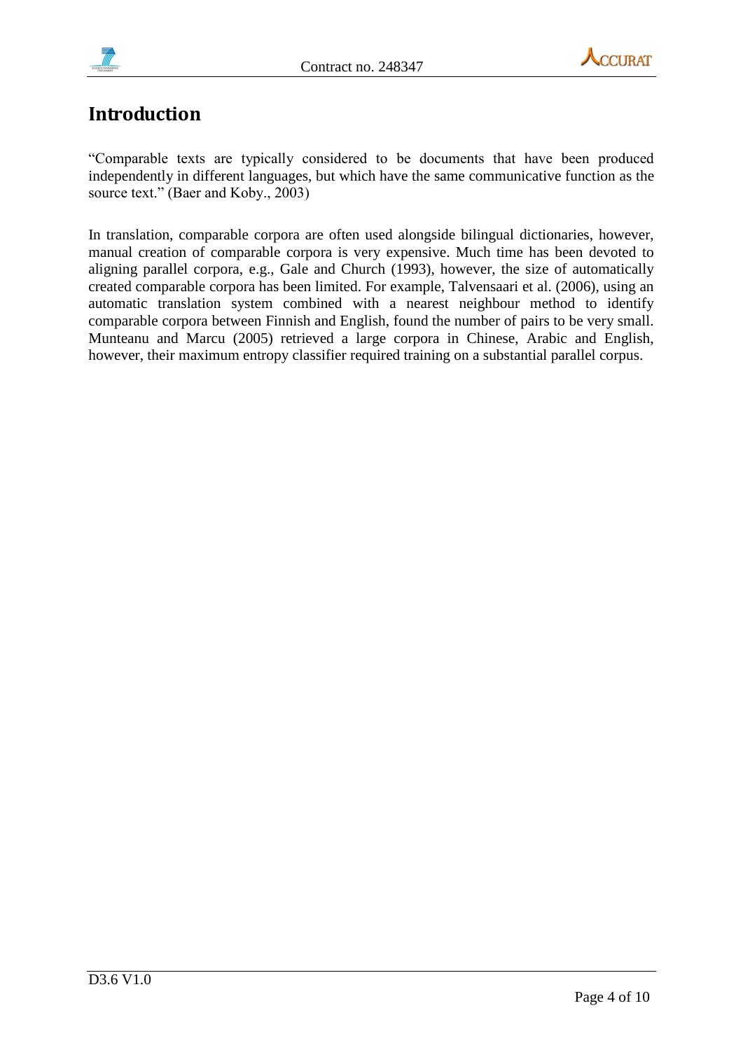# Introduction

"Comparable texts are typically considered to be documents that have been produced independently in different languages, but which have the same communicative function as the source text." (Baer and Koby., 2003)

In translation, comparable corpora are often used alongside bilingual dictionaries, however, manual creation of comparable corpora is very expensive. Much time has been devoted to aligning parallel corpora, e.g., Gale and Church (1993), however, the size of automatically created comparable corpora has been limited. For example, Talvensaari et al. (2006), using an automatic translation system combined with a nearest neighbour method to identify comparable corpora between Finnish and English, found the number of pairs to be very small. Munteanu and Marcu (2005) retrieved a large corpora in Chinese, Arabic and English, however, their maximum entropy classifier required training on a substantial parallel corpus.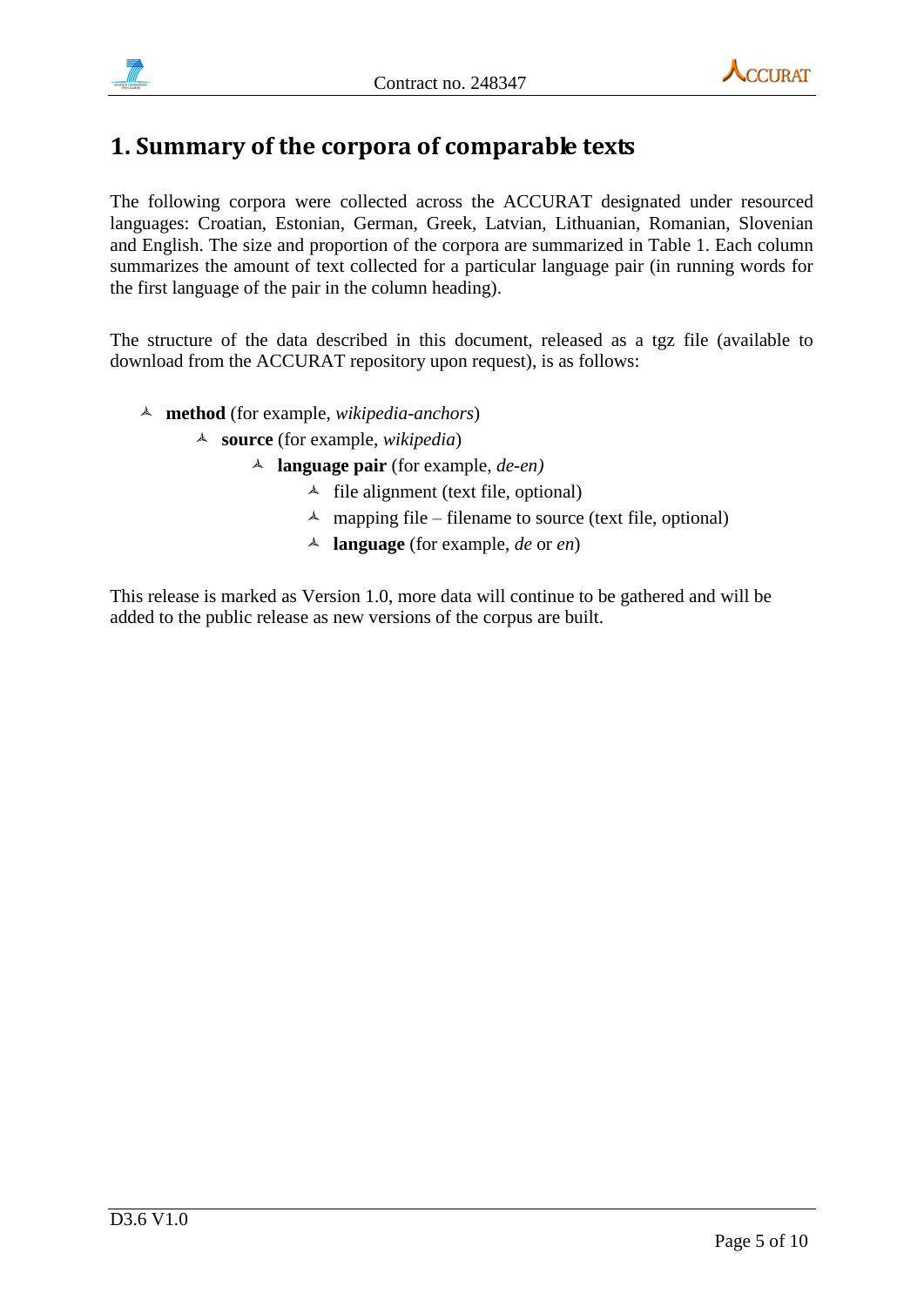# 1. Summary of the corpora of comparable texts

The following corpora were collected across the ACCURAT designated under resourced languages: Croatian, Estonian, German, Greek, Latvian, Lithuanian, Romanian, Slovenian and English. The size and proportion of the corpora are summarized in Table 1. Each column summarizes the amount of text collected for a particular language pair (in running words for the first language of the pair in the column heading).

The structure of the data described in this document, released as a tgz file (available to download from the ACCURAT repository upon request), is as follows:

- **method** (for example, *wikipedia-anchors*)
  - **source** (for example, *wikipedia*)
    - **language pair** (for example, *de-en)*
      - file alignment (text file, optional)
      - mapping file – filename to source (text file, optional)
      - **language** (for example, *de* or *en*)

This release is marked as Version 1.0, more data will continue to be gathered and will be added to the public release as new versions of the corpus are built.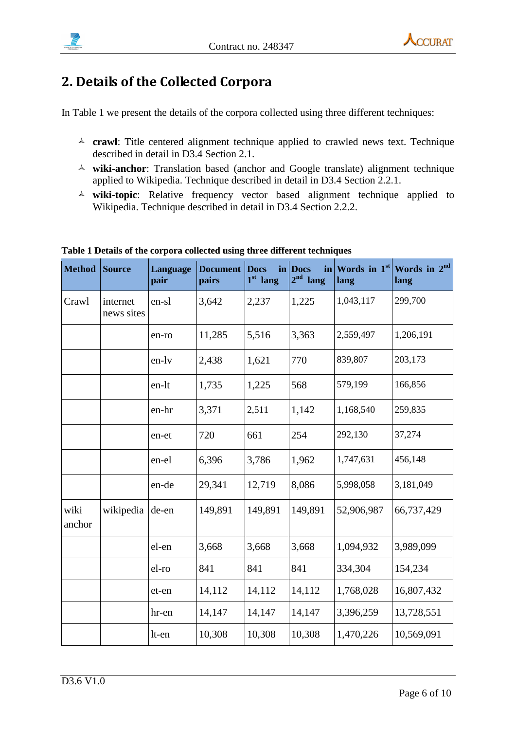## 2. Details of the Collected Corpora

In Table 1 we present the details of the corpora collected using three different techniques:

- **crawl**: Title centered alignment technique applied to crawled news text. Technique described in detail in D3.4 Section 2.1.
- **wiki-anchor**: Translation based (anchor and Google translate) alignment technique applied to Wikipedia. Technique described in detail in D3.4 Section 2.2.1.
- **wiki-topic**: Relative frequency vector based alignment technique applied to Wikipedia. Technique described in detail in D3.4 Section 2.2.2.

**Table 1 Details of the corpora collected using three different techniques**

| Method | Source | Language pair | Document pairs | Docs in 1st lang | Docs in 2nd lang | Words in 1st lang | Words in 2nd lang |
|---|---|---|---|---|---|---|---|
| Crawl | internet news sites | en-sl | 3,642 | 2,237 | 1,225 | 1,043,117 | 299,700 |
| | | en-ro | 11,285 | 5,516 | 3,363 | 2,559,497 | 1,206,191 |
| | | en-lv | 2,438 | 1,621 | 770 | 839,807 | 203,173 |
| | | en-lt | 1,735 | 1,225 | 568 | 579,199 | 166,856 |
| | | en-hr | 3,371 | 2,511 | 1,142 | 1,168,540 | 259,835 |
| | | en-et | 720 | 661 | 254 | 292,130 | 37,274 |
| | | en-el | 6,396 | 3,786 | 1,962 | 1,747,631 | 456,148 |
| | | en-de | 29,341 | 12,719 | 8,086 | 5,998,058 | 3,181,049 |
| wiki anchor | wikipedia | de-en | 149,891 | 149,891 | 149,891 | 52,906,987 | 66,737,429 |
| | | el-en | 3,668 | 3,668 | 3,668 | 1,094,932 | 3,989,099 |
| | | el-ro | 841 | 841 | 841 | 334,304 | 154,234 |
| | | et-en | 14,112 | 14,112 | 14,112 | 1,768,028 | 16,807,432 |
| | | hr-en | 14,147 | 14,147 | 14,147 | 3,396,259 | 13,728,551 |
| | | lt-en | 10,308 | 10,308 | 10,308 | 1,470,226 | 10,569,091 |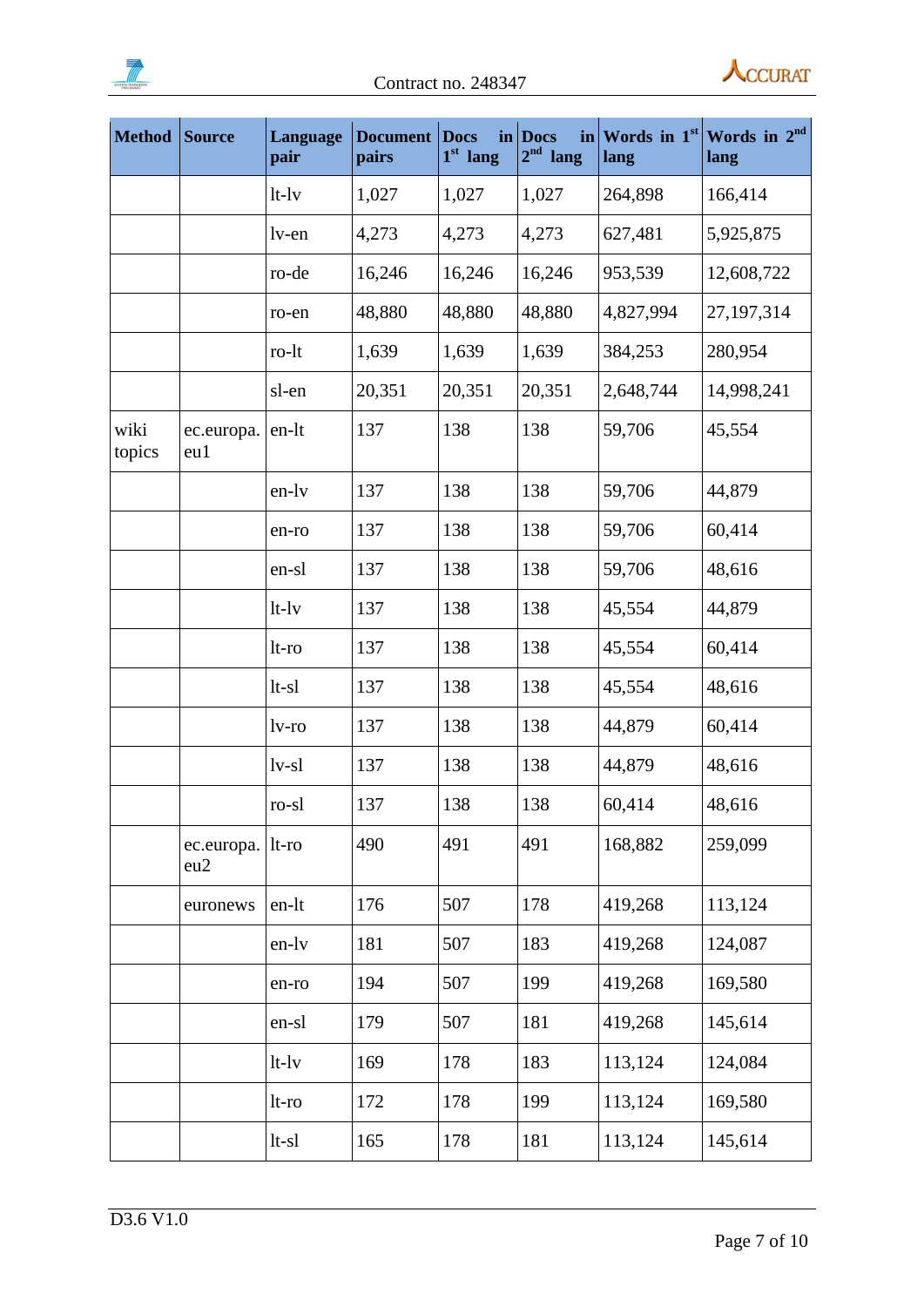| Method | Source | Language pair | Document pairs | Docs in 1st lang | Docs in 2nd lang | Words in 1st lang | Words in 2nd lang |
|---|---|---|---|---|---|---|---|
| | | lt-lv | 1,027 | 1,027 | 1,027 | 264,898 | 166,414 |
| | | lv-en | 4,273 | 4,273 | 4,273 | 627,481 | 5,925,875 |
| | | ro-de | 16,246 | 16,246 | 16,246 | 953,539 | 12,608,722 |
| | | ro-en | 48,880 | 48,880 | 48,880 | 4,827,994 | 27,197,314 |
| | | ro-lt | 1,639 | 1,639 | 1,639 | 384,253 | 280,954 |
| | | sl-en | 20,351 | 20,351 | 20,351 | 2,648,744 | 14,998,241 |
| wiki topics | ec.europa.eu1 | en-lt | 137 | 138 | 138 | 59,706 | 45,554 |
| | | en-lv | 137 | 138 | 138 | 59,706 | 44,879 |
| | | en-ro | 137 | 138 | 138 | 59,706 | 60,414 |
| | | en-sl | 137 | 138 | 138 | 59,706 | 48,616 |
| | | lt-lv | 137 | 138 | 138 | 45,554 | 44,879 |
| | | lt-ro | 137 | 138 | 138 | 45,554 | 60,414 |
| | | lt-sl | 137 | 138 | 138 | 45,554 | 48,616 |
| | | lv-ro | 137 | 138 | 138 | 44,879 | 60,414 |
| | | lv-sl | 137 | 138 | 138 | 44,879 | 48,616 |
| | | ro-sl | 137 | 138 | 138 | 60,414 | 48,616 |
| | ec.europa.eu2 | lt-ro | 490 | 491 | 491 | 168,882 | 259,099 |
| | euronews | en-lt | 176 | 507 | 178 | 419,268 | 113,124 |
| | | en-lv | 181 | 507 | 183 | 419,268 | 124,087 |
| | | en-ro | 194 | 507 | 199 | 419,268 | 169,580 |
| | | en-sl | 179 | 507 | 181 | 419,268 | 145,614 |
| | | lt-lv | 169 | 178 | 183 | 113,124 | 124,084 |
| | | lt-ro | 172 | 178 | 199 | 113,124 | 169,580 |
| | | lt-sl | 165 | 178 | 181 | 113,124 | 145,614 |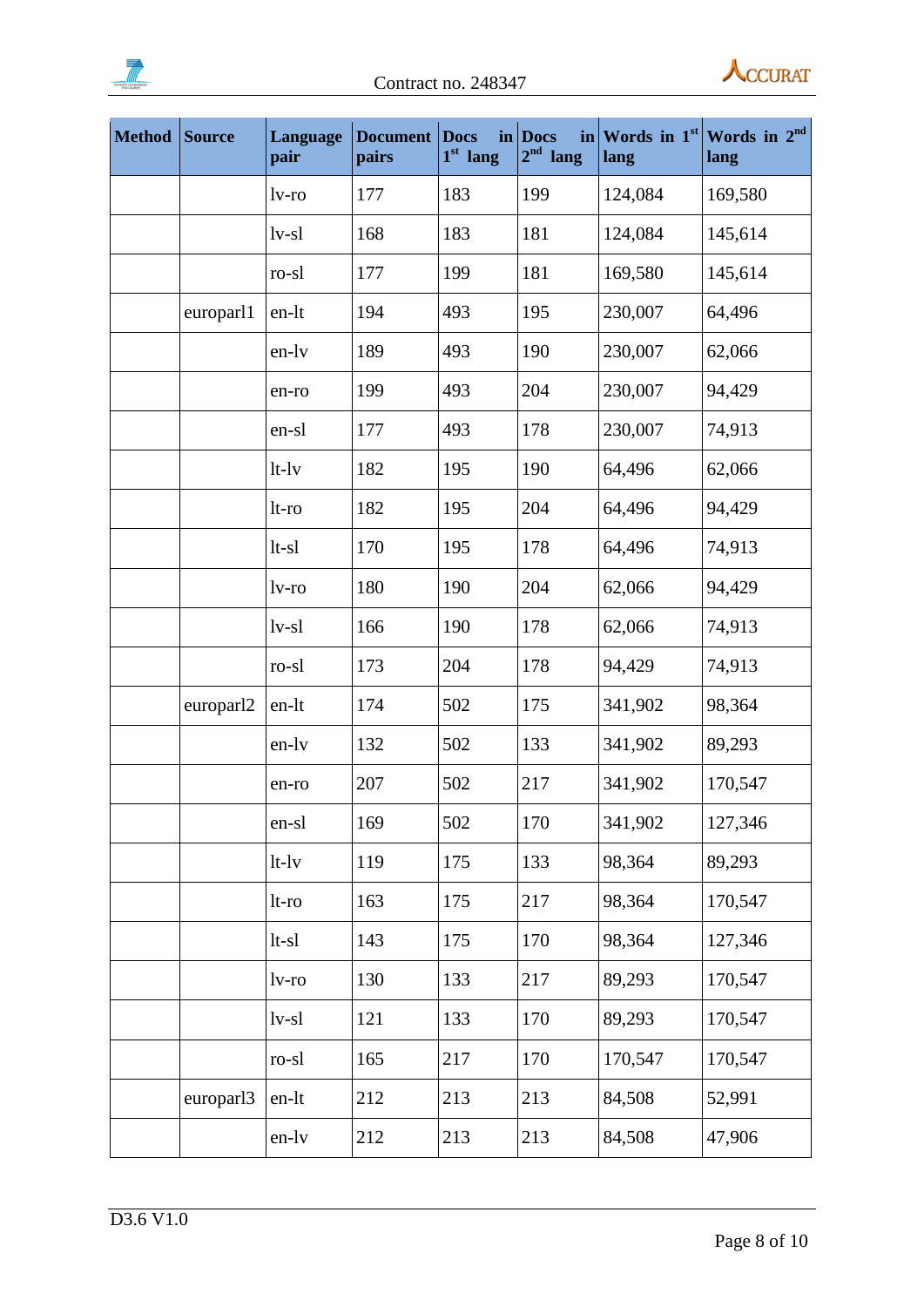| Method | Source | Language pair | Document pairs | Docs in 1st lang | Docs in 2nd lang | Words in 1st lang | Words in 2nd lang |
|---|---|---|---|---|---|---|---|
| | | lv-ro | 177 | 183 | 199 | 124,084 | 169,580 |
| | | lv-sl | 168 | 183 | 181 | 124,084 | 145,614 |
| | | ro-sl | 177 | 199 | 181 | 169,580 | 145,614 |
| | europarl1 | en-lt | 194 | 493 | 195 | 230,007 | 64,496 |
| | | en-lv | 189 | 493 | 190 | 230,007 | 62,066 |
| | | en-ro | 199 | 493 | 204 | 230,007 | 94,429 |
| | | en-sl | 177 | 493 | 178 | 230,007 | 74,913 |
| | | lt-lv | 182 | 195 | 190 | 64,496 | 62,066 |
| | | lt-ro | 182 | 195 | 204 | 64,496 | 94,429 |
| | | lt-sl | 170 | 195 | 178 | 64,496 | 74,913 |
| | | lv-ro | 180 | 190 | 204 | 62,066 | 94,429 |
| | | lv-sl | 166 | 190 | 178 | 62,066 | 74,913 |
| | | ro-sl | 173 | 204 | 178 | 94,429 | 74,913 |
| | europarl2 | en-lt | 174 | 502 | 175 | 341,902 | 98,364 |
| | | en-lv | 132 | 502 | 133 | 341,902 | 89,293 |
| | | en-ro | 207 | 502 | 217 | 341,902 | 170,547 |
| | | en-sl | 169 | 502 | 170 | 341,902 | 127,346 |
| | | lt-lv | 119 | 175 | 133 | 98,364 | 89,293 |
| | | lt-ro | 163 | 175 | 217 | 98,364 | 170,547 |
| | | lt-sl | 143 | 175 | 170 | 98,364 | 127,346 |
| | | lv-ro | 130 | 133 | 217 | 89,293 | 170,547 |
| | | lv-sl | 121 | 133 | 170 | 89,293 | 170,547 |
| | | ro-sl | 165 | 217 | 170 | 170,547 | 170,547 |
| | europarl3 | en-lt | 212 | 213 | 213 | 84,508 | 52,991 |
| | | en-lv | 212 | 213 | 213 | 84,508 | 47,906 |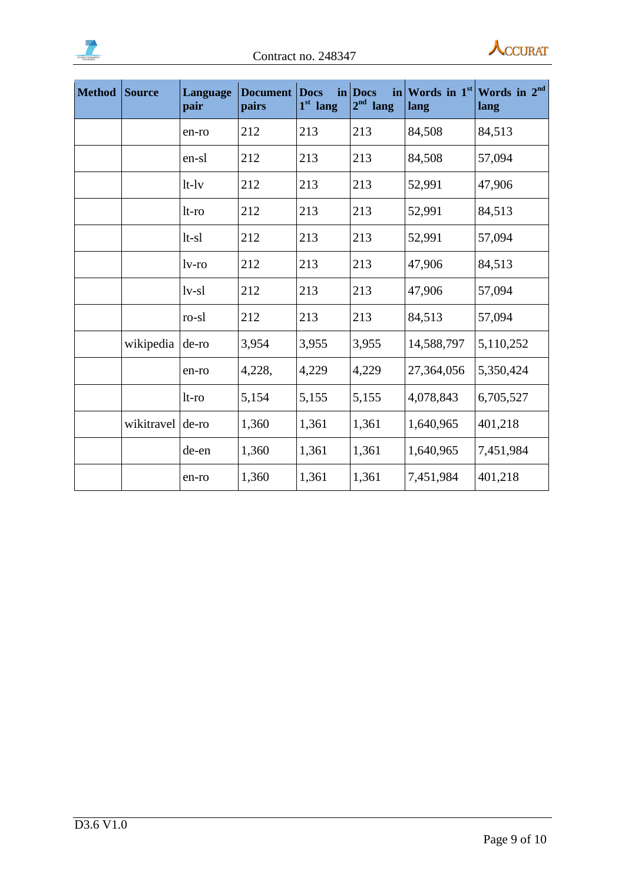| Method | Source | Language pair | Document pairs | Docs in 1st lang | Docs in 2nd lang | Words in 1st lang | Words in 2nd lang |
|---|---|---|---|---|---|---|---|
| | | en-ro | 212 | 213 | 213 | 84,508 | 84,513 |
| | | en-sl | 212 | 213 | 213 | 84,508 | 57,094 |
| | | lt-lv | 212 | 213 | 213 | 52,991 | 47,906 |
| | | lt-ro | 212 | 213 | 213 | 52,991 | 84,513 |
| | | lt-sl | 212 | 213 | 213 | 52,991 | 57,094 |
| | | lv-ro | 212 | 213 | 213 | 47,906 | 84,513 |
| | | lv-sl | 212 | 213 | 213 | 47,906 | 57,094 |
| | | ro-sl | 212 | 213 | 213 | 84,513 | 57,094 |
| | wikipedia | de-ro | 3,954 | 3,955 | 3,955 | 14,588,797 | 5,110,252 |
| | | en-ro | 4,228, | 4,229 | 4,229 | 27,364,056 | 5,350,424 |
| | | lt-ro | 5,154 | 5,155 | 5,155 | 4,078,843 | 6,705,527 |
| | wikitravel | de-ro | 1,360 | 1,361 | 1,361 | 1,640,965 | 401,218 |
| | | de-en | 1,360 | 1,361 | 1,361 | 1,640,965 | 7,451,984 |
| | | en-ro | 1,360 | 1,361 | 1,361 | 7,451,984 | 401,218 |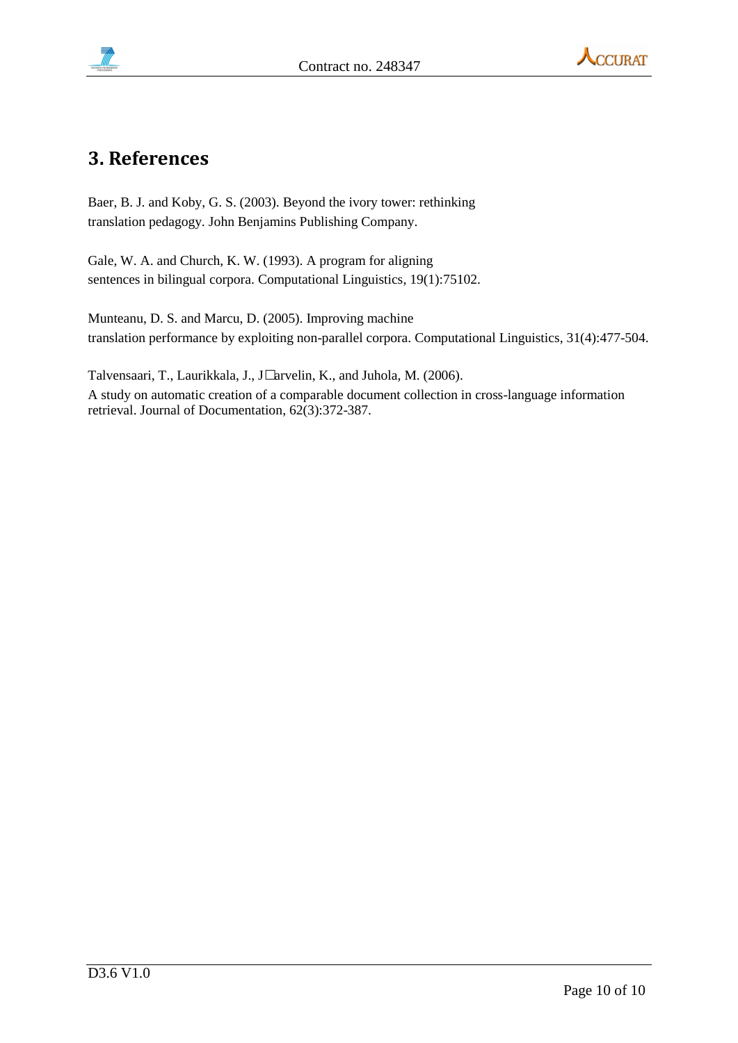# 3. References

Baer, B. J. and Koby, G. S. (2003). Beyond the ivory tower: rethinking translation pedagogy. John Benjamins Publishing Company.

Gale, W. A. and Church, K. W. (1993). A program for aligning sentences in bilingual corpora. Computational Linguistics, 19(1):75102.

Munteanu, D. S. and Marcu, D. (2005). Improving machine translation performance by exploiting non-parallel corpora. Computational Linguistics, 31(4):477-504.

Talvensaari, T., Laurikkala, J., J□arvelin, K., and Juhola, M. (2006). A study on automatic creation of a comparable document collection in cross-language information retrieval. Journal of Documentation, 62(3):372-387.